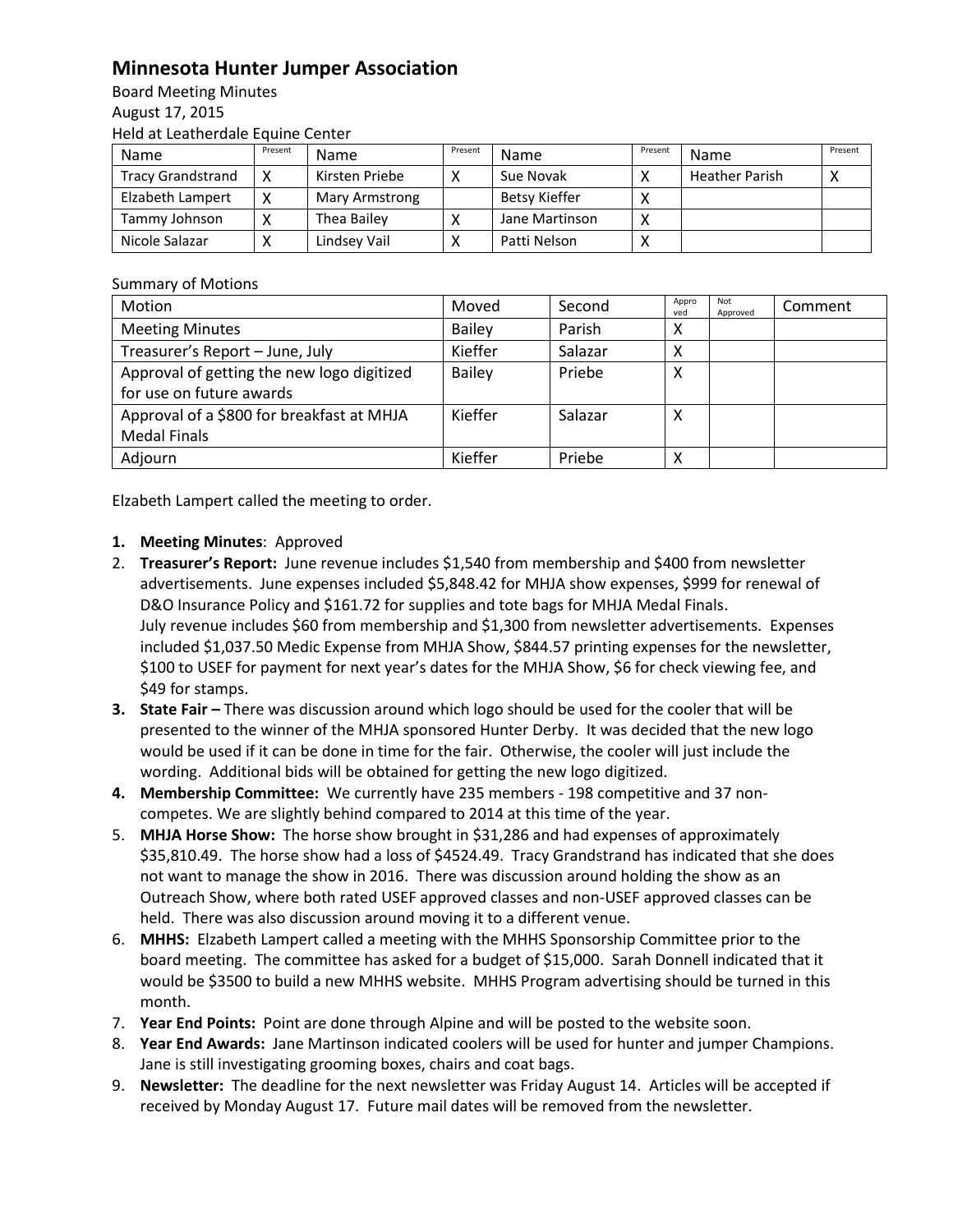# Minnesota Hunter Jumper Association

Board Meeting Minutes
August 17, 2015
Held at Leatherdale Equine Center

| Name | Present | Name | Present | Name | Present | Name | Present |
|---|---|---|---|---|---|---|---|
| Tracy Grandstrand | X | Kirsten Priebe | X | Sue Novak | X | Heather Parish | X |
| Elizabeth Lampert | X | Mary Armstrong | | Betsy Kieffer | X | | |
| Tammy Johnson | X | Thea Bailey | X | Jane Martinson | X | | |
| Nicole Salazar | X | Lindsey Vail | X | Patti Nelson | X | | |

Summary of Motions

| Motion | Moved | Second | Approved | Not Approved | Comment |
|---|---|---|---|---|---|
| Meeting Minutes | Bailey | Parish | X | | |
| Treasurer's Report – June, July | Kieffer | Salazar | X | | |
| Approval of getting the new logo digitized for use on future awards | Bailey | Priebe | X | | |
| Approval of a $800 for breakfast at MHJA Medal Finals | Kieffer | Salazar | X | | |
| Adjourn | Kieffer | Priebe | X | | |

Elzabeth Lampert called the meeting to order.

1. **Meeting Minutes**: Approved
2. **Treasurer's Report:** June revenue includes $1,540 from membership and $400 from newsletter advertisements. June expenses included $5,848.42 for MHJA show expenses, $999 for renewal of D&O Insurance Policy and $161.72 for supplies and tote bags for MHJA Medal Finals.
   July revenue includes $60 from membership and $1,300 from newsletter advertisements. Expenses included $1,037.50 Medic Expense from MHJA Show, $844.57 printing expenses for the newsletter, $100 to USEF for payment for next year's dates for the MHJA Show, $6 for check viewing fee, and $49 for stamps.
3. **State Fair –** There was discussion around which logo should be used for the cooler that will be presented to the winner of the MHJA sponsored Hunter Derby. It was decided that the new logo would be used if it can be done in time for the fair. Otherwise, the cooler will just include the wording. Additional bids will be obtained for getting the new logo digitized.
4. **Membership Committee:** We currently have 235 members - 198 competitive and 37 non-competes. We are slightly behind compared to 2014 at this time of the year.
5. **MHJA Horse Show:** The horse show brought in $31,286 and had expenses of approximately $35,810.49. The horse show had a loss of $4524.49. Tracy Grandstrand has indicated that she does not want to manage the show in 2016. There was discussion around holding the show as an Outreach Show, where both rated USEF approved classes and non-USEF approved classes can be held. There was also discussion around moving it to a different venue.
6. **MHHS:** Elizabeth Lampert called a meeting with the MHHS Sponsorship Committee prior to the board meeting. The committee has asked for a budget of $15,000. Sarah Donnell indicated that it would be $3500 to build a new MHHS website. MHHS Program advertising should be turned in this month.
7. **Year End Points:** Point are done through Alpine and will be posted to the website soon.
8. **Year End Awards:** Jane Martinson indicated coolers will be used for hunter and jumper Champions. Jane is still investigating grooming boxes, chairs and coat bags.
9. **Newsletter:** The deadline for the next newsletter was Friday August 14. Articles will be accepted if received by Monday August 17. Future mail dates will be removed from the newsletter.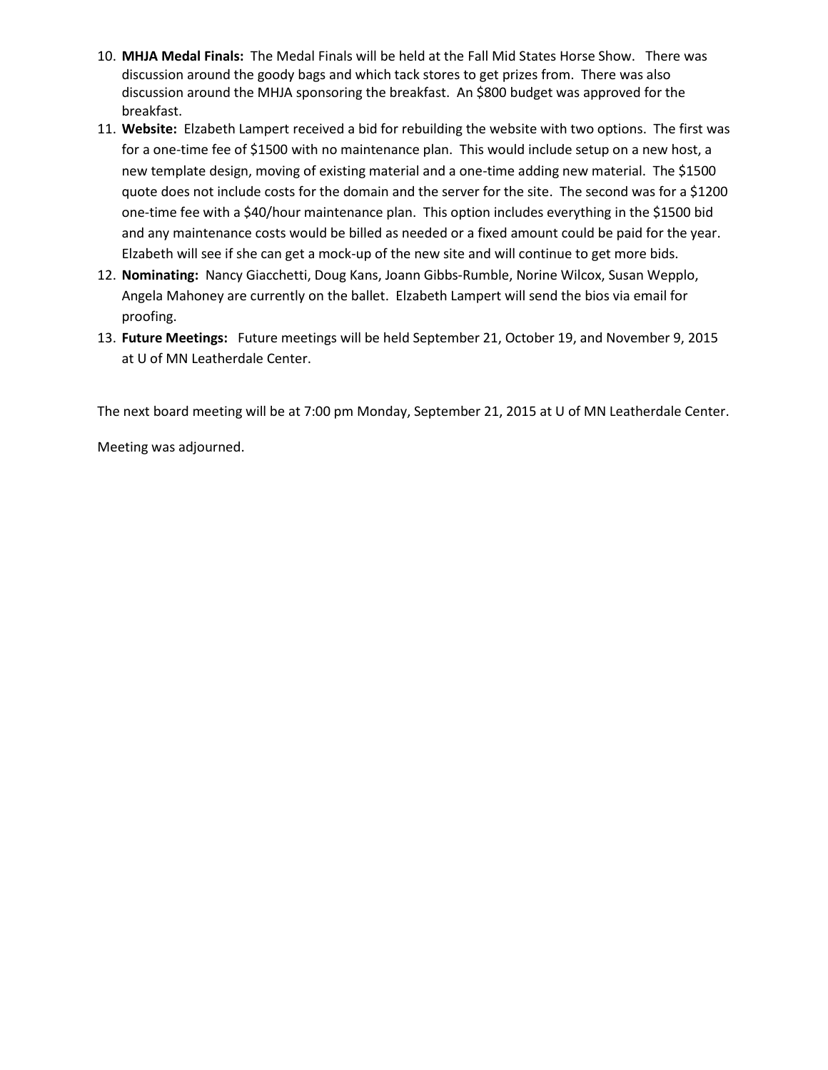10. **MHJA Medal Finals:** The Medal Finals will be held at the Fall Mid States Horse Show. There was discussion around the goody bags and which tack stores to get prizes from. There was also discussion around the MHJA sponsoring the breakfast. An $800 budget was approved for the breakfast.
11. **Website:** Elzabeth Lampert received a bid for rebuilding the website with two options. The first was for a one-time fee of $1500 with no maintenance plan. This would include setup on a new host, a new template design, moving of existing material and a one-time adding new material. The $1500 quote does not include costs for the domain and the server for the site. The second was for a $1200 one-time fee with a $40/hour maintenance plan. This option includes everything in the $1500 bid and any maintenance costs would be billed as needed or a fixed amount could be paid for the year. Elzabeth will see if she can get a mock-up of the new site and will continue to get more bids.
12. **Nominating:** Nancy Giacchetti, Doug Kans, Joann Gibbs-Rumble, Norine Wilcox, Susan Wepplo, Angela Mahoney are currently on the ballet. Elzabeth Lampert will send the bios via email for proofing.
13. **Future Meetings:** Future meetings will be held September 21, October 19, and November 9, 2015 at U of MN Leatherdale Center.

The next board meeting will be at 7:00 pm Monday, September 21, 2015 at U of MN Leatherdale Center.

Meeting was adjourned.